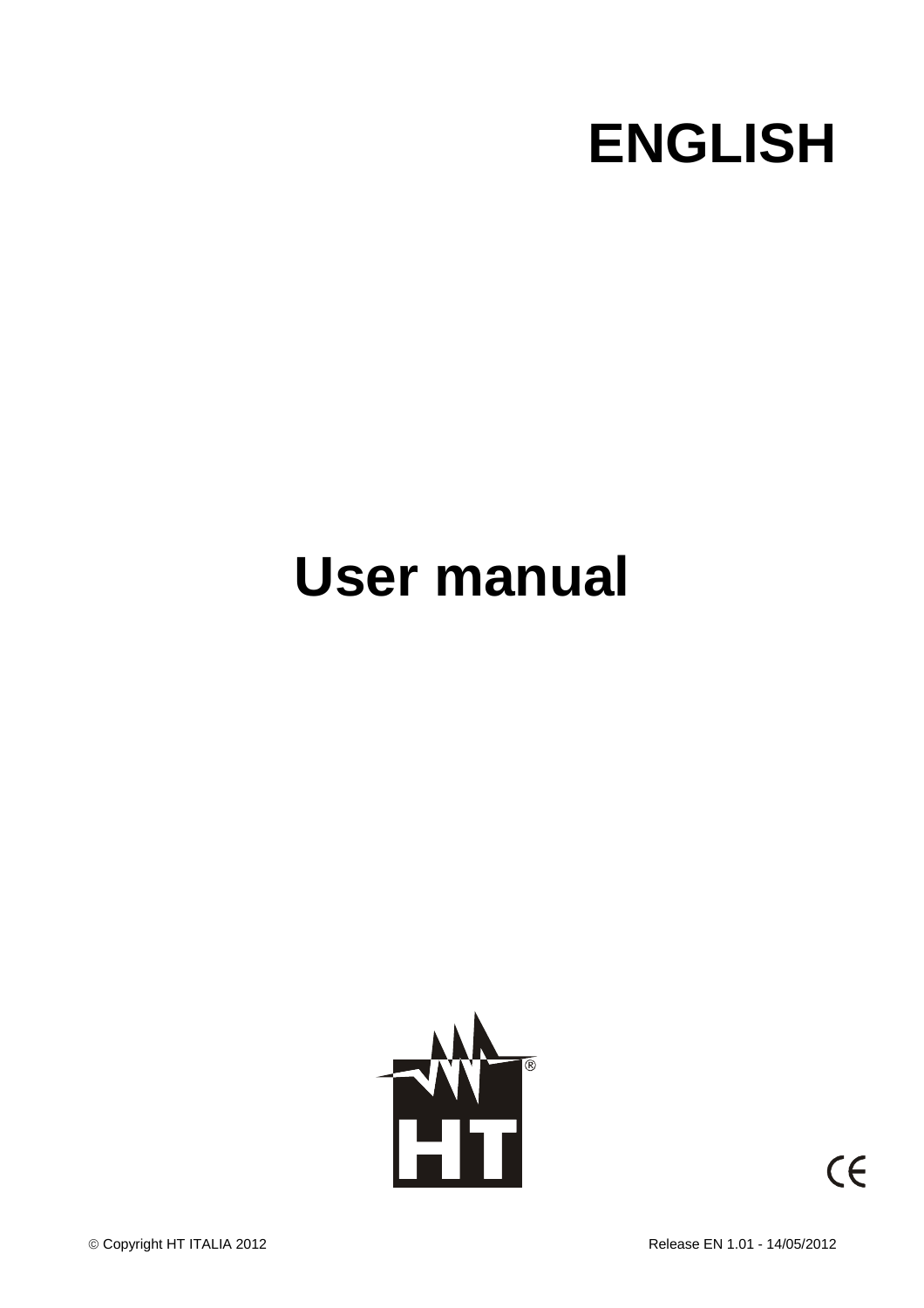# ENGLISH

# User manual

HT®

© Copyright HT ITALIA 2012

Release EN 1.01 - 14/05/2012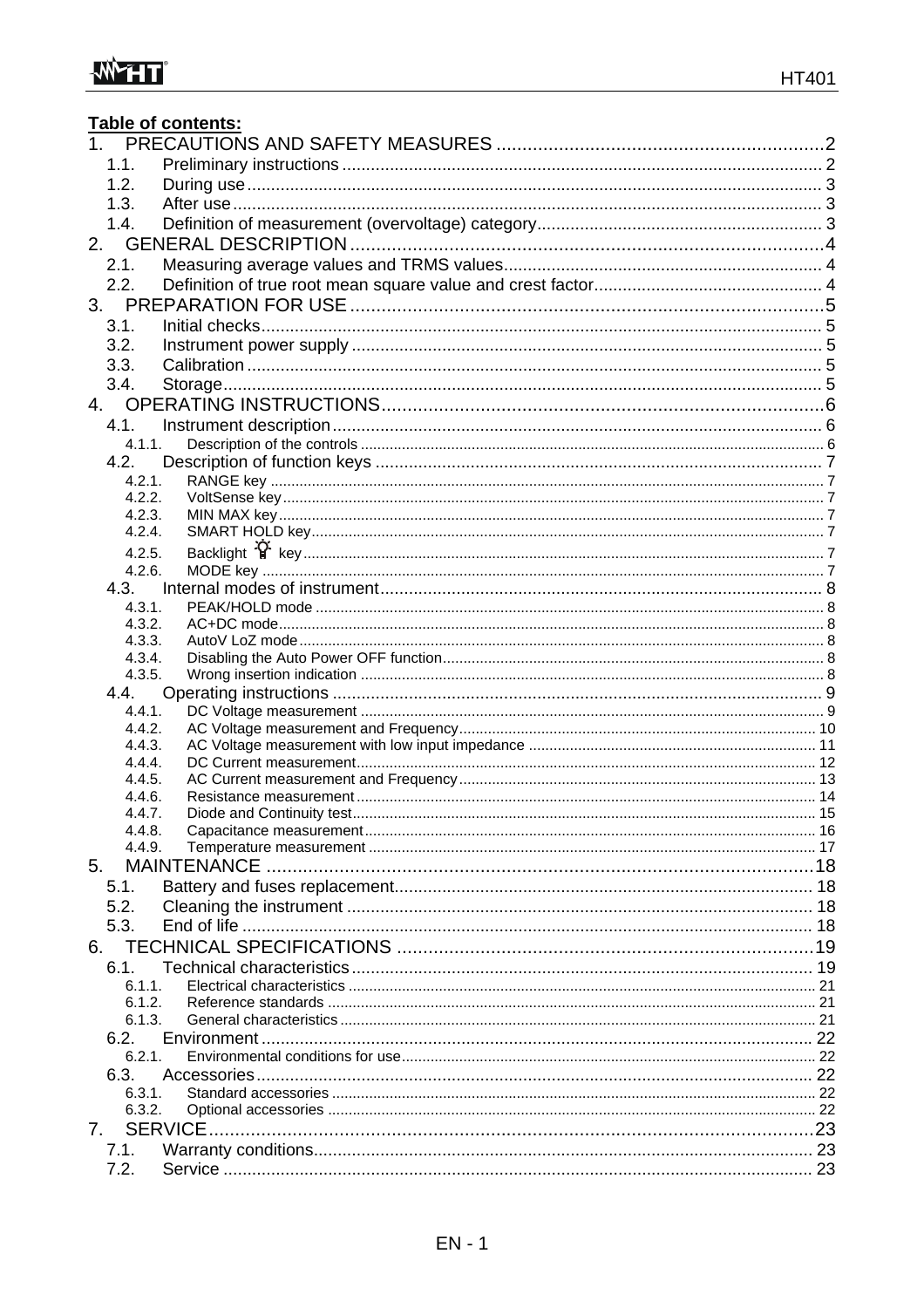**Table of contents:**

1. PRECAUTIONS AND SAFETY MEASURES ........ 2
   - 1.1. Preliminary instructions ........ 2
   - 1.2. During use ........ 3
   - 1.3. After use ........ 3
   - 1.4. Definition of measurement (overvoltage) category ........ 3
2. GENERAL DESCRIPTION ........ 4
   - 2.1. Measuring average values and TRMS values ........ 4
   - 2.2. Definition of true root mean square value and crest factor ........ 4
3. PREPARATION FOR USE ........ 5
   - 3.1. Initial checks ........ 5
   - 3.2. Instrument power supply ........ 5
   - 3.3. Calibration ........ 5
   - 3.4. Storage ........ 5
4. OPERATING INSTRUCTIONS ........ 6
   - 4.1. Instrument description ........ 6
     - 4.1.1. Description of the controls ........ 6
   - 4.2. Description of function keys ........ 7
     - 4.2.1. RANGE key ........ 7
     - 4.2.2. VoltSense key ........ 7
     - 4.2.3. MIN MAX key ........ 7
     - 4.2.4. SMART HOLD key ........ 7
     - 4.2.5. Backlight key ........ 7
     - 4.2.6. MODE key ........ 7
   - 4.3. Internal modes of instrument ........ 8
     - 4.3.1. PEAK/HOLD mode ........ 8
     - 4.3.2. AC+DC mode ........ 8
     - 4.3.3. AutoV LoZ mode ........ 8
     - 4.3.4. Disabling the Auto Power OFF function ........ 8
     - 4.3.5. Wrong insertion indication ........ 8
   - 4.4. Operating instructions ........ 9
     - 4.4.1. DC Voltage measurement ........ 9
     - 4.4.2. AC Voltage measurement and Frequency ........ 10
     - 4.4.3. AC Voltage measurement with low input impedance ........ 11
     - 4.4.4. DC Current measurement ........ 12
     - 4.4.5. AC Current measurement and Frequency ........ 13
     - 4.4.6. Resistance measurement ........ 14
     - 4.4.7. Diode and Continuity test ........ 15
     - 4.4.8. Capacitance measurement ........ 16
     - 4.4.9. Temperature measurement ........ 17
5. MAINTENANCE ........ 18
   - 5.1. Battery and fuses replacement ........ 18
   - 5.2. Cleaning the instrument ........ 18
   - 5.3. End of life ........ 18
6. TECHNICAL SPECIFICATIONS ........ 19
   - 6.1. Technical characteristics ........ 19
     - 6.1.1. Electrical characteristics ........ 21
     - 6.1.2. Reference standards ........ 21
     - 6.1.3. General characteristics ........ 21
   - 6.2. Environment ........ 22
     - 6.2.1. Environmental conditions for use ........ 22
   - 6.3. Accessories ........ 22
     - 6.3.1. Standard accessories ........ 22
     - 6.3.2. Optional accessories ........ 22
7. SERVICE ........ 23
   - 7.1. Warranty conditions ........ 23
   - 7.2. Service ........ 23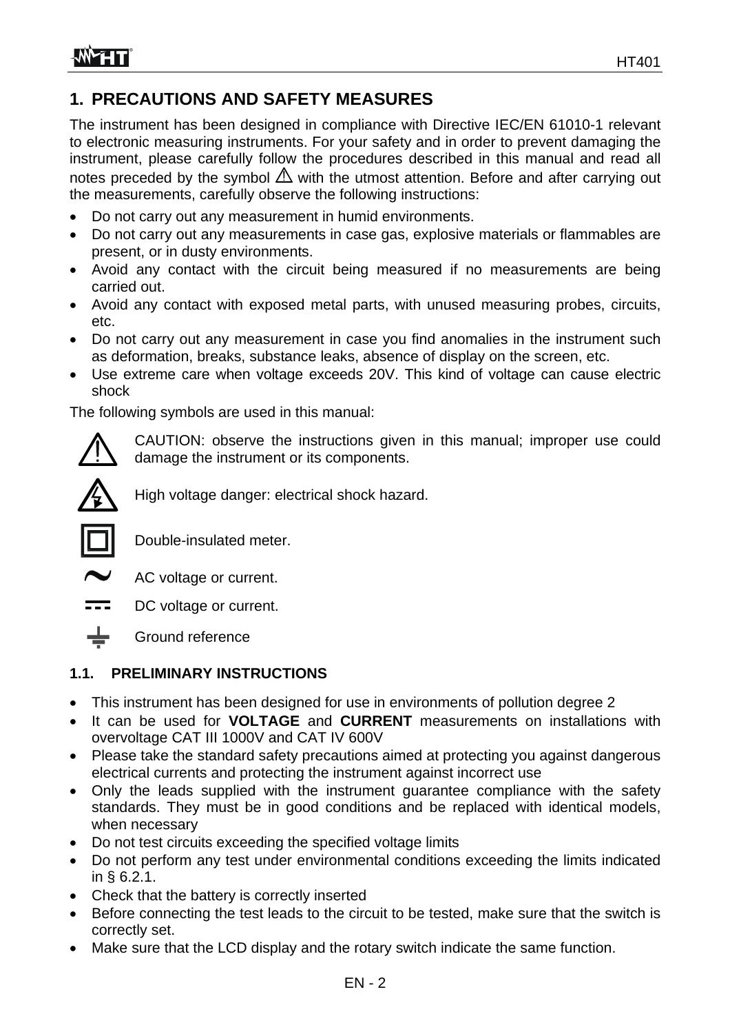# 1. PRECAUTIONS AND SAFETY MEASURES

The instrument has been designed in compliance with Directive IEC/EN 61010-1 relevant to electronic measuring instruments. For your safety and in order to prevent damaging the instrument, please carefully follow the procedures described in this manual and read all notes preceded by the symbol ⚠ with the utmost attention. Before and after carrying out the measurements, carefully observe the following instructions:

- Do not carry out any measurement in humid environments.
- Do not carry out any measurements in case gas, explosive materials or flammables are present, or in dusty environments.
- Avoid any contact with the circuit being measured if no measurements are being carried out.
- Avoid any contact with exposed metal parts, with unused measuring probes, circuits, etc.
- Do not carry out any measurement in case you find anomalies in the instrument such as deformation, breaks, substance leaks, absence of display on the screen, etc.
- Use extreme care when voltage exceeds 20V. This kind of voltage can cause electric shock

The following symbols are used in this manual:

⚠ CAUTION: observe the instructions given in this manual; improper use could damage the instrument or its components.

High voltage danger: electrical shock hazard.

Double-insulated meter.

~ AC voltage or current.

DC voltage or current.

Ground reference

## 1.1. PRELIMINARY INSTRUCTIONS

- This instrument has been designed for use in environments of pollution degree 2
- It can be used for **VOLTAGE** and **CURRENT** measurements on installations with overvoltage CAT III 1000V and CAT IV 600V
- Please take the standard safety precautions aimed at protecting you against dangerous electrical currents and protecting the instrument against incorrect use
- Only the leads supplied with the instrument guarantee compliance with the safety standards. They must be in good conditions and be replaced with identical models, when necessary
- Do not test circuits exceeding the specified voltage limits
- Do not perform any test under environmental conditions exceeding the limits indicated in § 6.2.1.
- Check that the battery is correctly inserted
- Before connecting the test leads to the circuit to be tested, make sure that the switch is correctly set.
- Make sure that the LCD display and the rotary switch indicate the same function.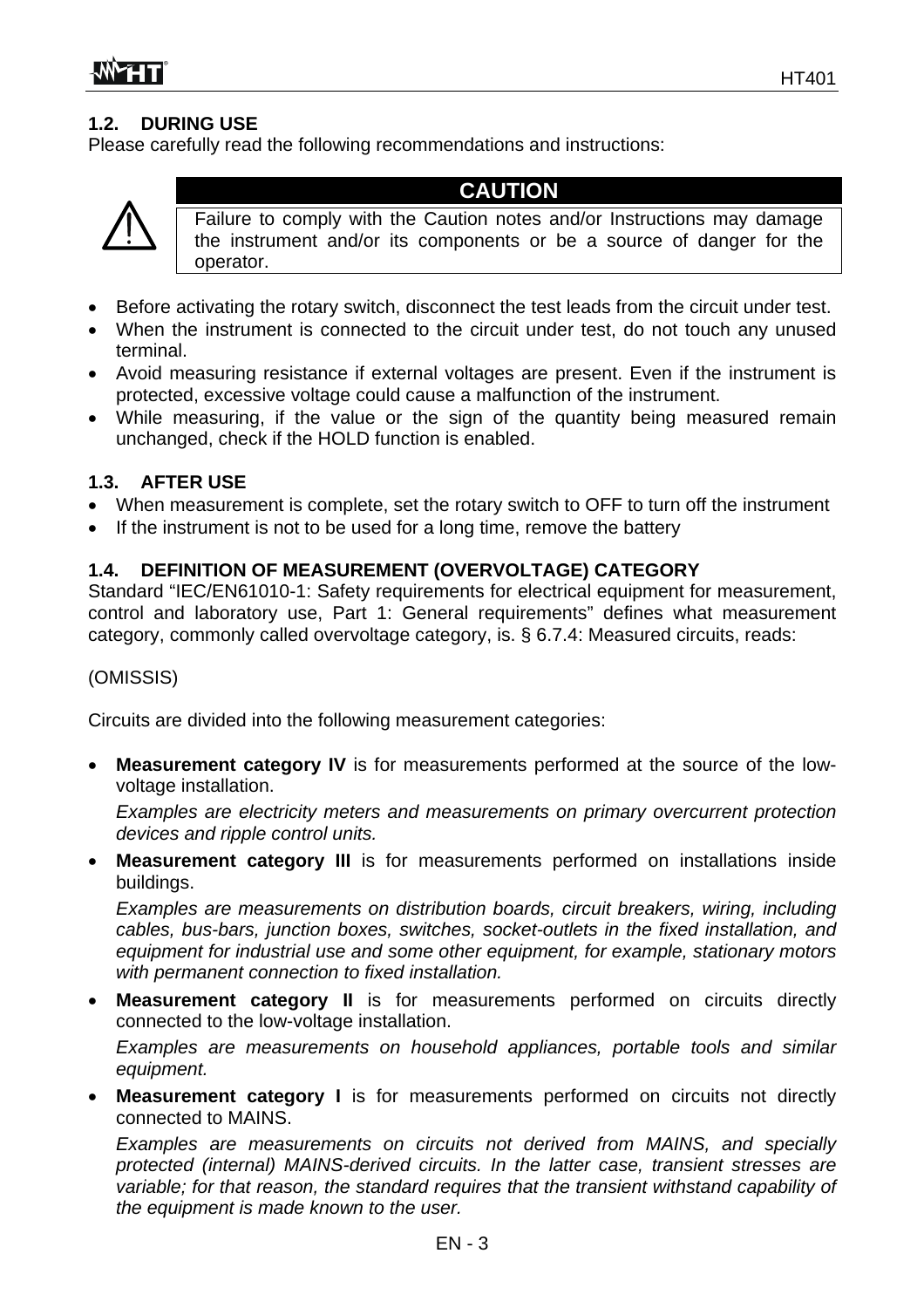## 1.2. DURING USE

Please carefully read the following recommendations and instructions:

**CAUTION**

Failure to comply with the Caution notes and/or Instructions may damage the instrument and/or its components or be a source of danger for the operator.

- Before activating the rotary switch, disconnect the test leads from the circuit under test.
- When the instrument is connected to the circuit under test, do not touch any unused terminal.
- Avoid measuring resistance if external voltages are present. Even if the instrument is protected, excessive voltage could cause a malfunction of the instrument.
- While measuring, if the value or the sign of the quantity being measured remain unchanged, check if the HOLD function is enabled.

## 1.3. AFTER USE

- When measurement is complete, set the rotary switch to OFF to turn off the instrument
- If the instrument is not to be used for a long time, remove the battery

## 1.4. DEFINITION OF MEASUREMENT (OVERVOLTAGE) CATEGORY

Standard "IEC/EN61010-1: Safety requirements for electrical equipment for measurement, control and laboratory use, Part 1: General requirements" defines what measurement category, commonly called overvoltage category, is. § 6.7.4: Measured circuits, reads:

(OMISSIS)

Circuits are divided into the following measurement categories:

- **Measurement category IV** is for measurements performed at the source of the low-voltage installation.

  *Examples are electricity meters and measurements on primary overcurrent protection devices and ripple control units.*

- **Measurement category III** is for measurements performed on installations inside buildings.

  *Examples are measurements on distribution boards, circuit breakers, wiring, including cables, bus-bars, junction boxes, switches, socket-outlets in the fixed installation, and equipment for industrial use and some other equipment, for example, stationary motors with permanent connection to fixed installation.*

- **Measurement category II** is for measurements performed on circuits directly connected to the low-voltage installation.

  *Examples are measurements on household appliances, portable tools and similar equipment.*

- **Measurement category I** is for measurements performed on circuits not directly connected to MAINS.

  *Examples are measurements on circuits not derived from MAINS, and specially protected (internal) MAINS-derived circuits. In the latter case, transient stresses are variable; for that reason, the standard requires that the transient withstand capability of the equipment is made known to the user.*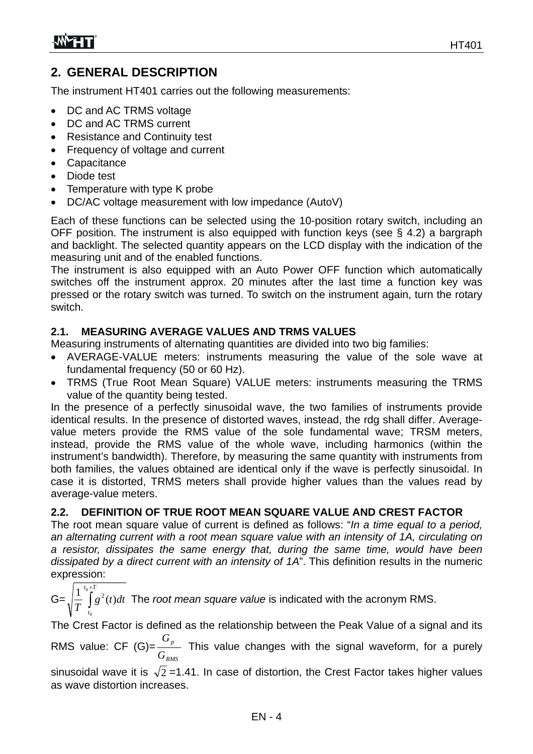## 2. GENERAL DESCRIPTION

The instrument HT401 carries out the following measurements:

- DC and AC TRMS voltage
- DC and AC TRMS current
- Resistance and Continuity test
- Frequency of voltage and current
- Capacitance
- Diode test
- Temperature with type K probe
- DC/AC voltage measurement with low impedance (AutoV)

Each of these functions can be selected using the 10-position rotary switch, including an OFF position. The instrument is also equipped with function keys (see § 4.2) a bargraph and backlight. The selected quantity appears on the LCD display with the indication of the measuring unit and of the enabled functions.

The instrument is also equipped with an Auto Power OFF function which automatically switches off the instrument approx. 20 minutes after the last time a function key was pressed or the rotary switch was turned. To switch on the instrument again, turn the rotary switch.

### 2.1. MEASURING AVERAGE VALUES AND TRMS VALUES

Measuring instruments of alternating quantities are divided into two big families:

- AVERAGE-VALUE meters: instruments measuring the value of the sole wave at fundamental frequency (50 or 60 Hz).
- TRMS (True Root Mean Square) VALUE meters: instruments measuring the TRMS value of the quantity being tested.

In the presence of a perfectly sinusoidal wave, the two families of instruments provide identical results. In the presence of distorted waves, instead, the rdg shall differ. Average-value meters provide the RMS value of the sole fundamental wave; TRSM meters, instead, provide the RMS value of the whole wave, including harmonics (within the instrument's bandwidth). Therefore, by measuring the same quantity with instruments from both families, the values obtained are identical only if the wave is perfectly sinusoidal. In case it is distorted, TRMS meters shall provide higher values than the values read by average-value meters.

### 2.2. DEFINITION OF TRUE ROOT MEAN SQUARE VALUE AND CREST FACTOR

The root mean square value of current is defined as follows: "*In a time equal to a period, an alternating current with a root mean square value with an intensity of 1A, circulating on a resistor, dissipates the same energy that, during the same time, would have been dissipated by a direct current with an intensity of 1A*". This definition results in the numeric expression:

$G=\sqrt{\frac{1}{T}\int_{t_0}^{t_0+T} g^2(t)dt}$ The *root mean square value* is indicated with the acronym RMS.

The Crest Factor is defined as the relationship between the Peak Value of a signal and its RMS value: CF (G)= $\frac{G_p}{G_{RMS}}$ This value changes with the signal waveform, for a purely sinusoidal wave it is $\sqrt{2}$ =1.41. In case of distortion, the Crest Factor takes higher values as wave distortion increases.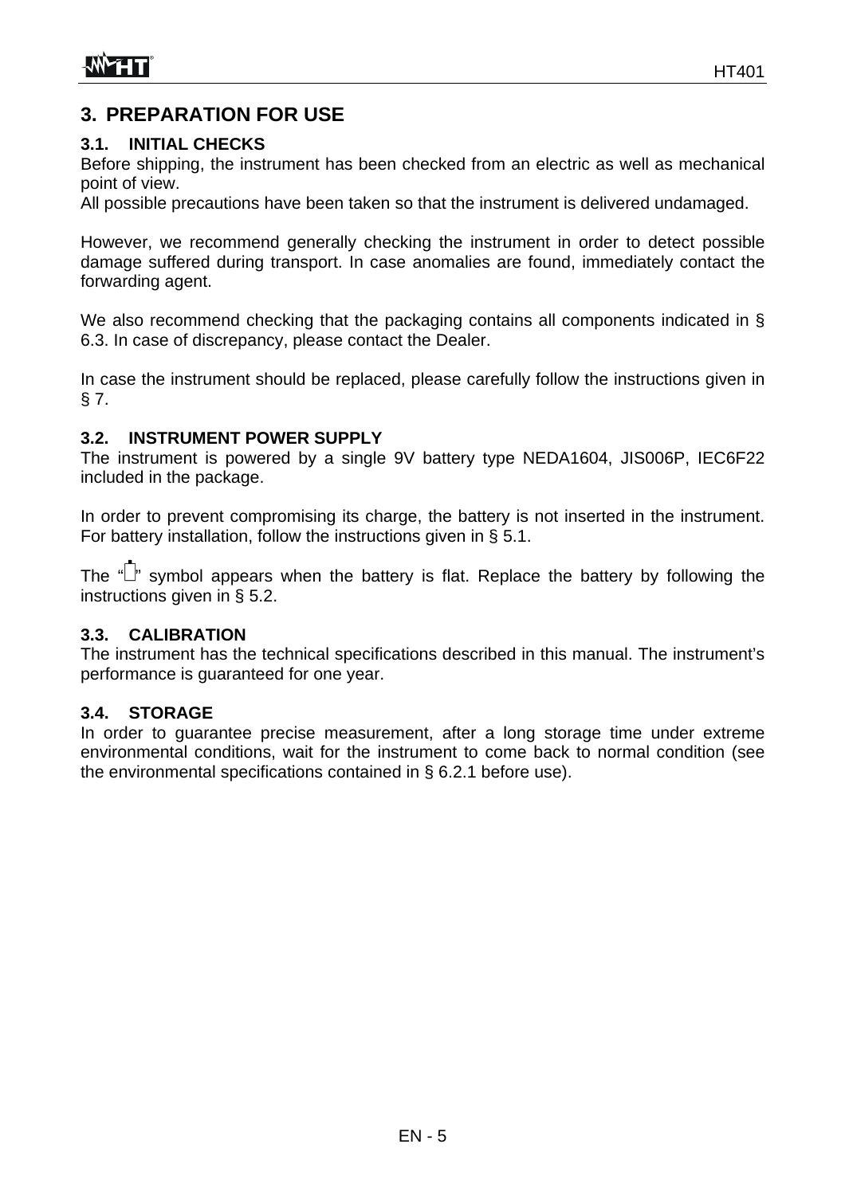# 3. PREPARATION FOR USE

## 3.1. INITIAL CHECKS

Before shipping, the instrument has been checked from an electric as well as mechanical point of view.
All possible precautions have been taken so that the instrument is delivered undamaged.

However, we recommend generally checking the instrument in order to detect possible damage suffered during transport. In case anomalies are found, immediately contact the forwarding agent.

We also recommend checking that the packaging contains all components indicated in § 6.3. In case of discrepancy, please contact the Dealer.

In case the instrument should be replaced, please carefully follow the instructions given in § 7.

## 3.2. INSTRUMENT POWER SUPPLY

The instrument is powered by a single 9V battery type NEDA1604, JIS006P, IEC6F22 included in the package.

In order to prevent compromising its charge, the battery is not inserted in the instrument. For battery installation, follow the instructions given in § 5.1.

The "▯" symbol appears when the battery is flat. Replace the battery by following the instructions given in § 5.2.

## 3.3. CALIBRATION

The instrument has the technical specifications described in this manual. The instrument's performance is guaranteed for one year.

## 3.4. STORAGE

In order to guarantee precise measurement, after a long storage time under extreme environmental conditions, wait for the instrument to come back to normal condition (see the environmental specifications contained in § 6.2.1 before use).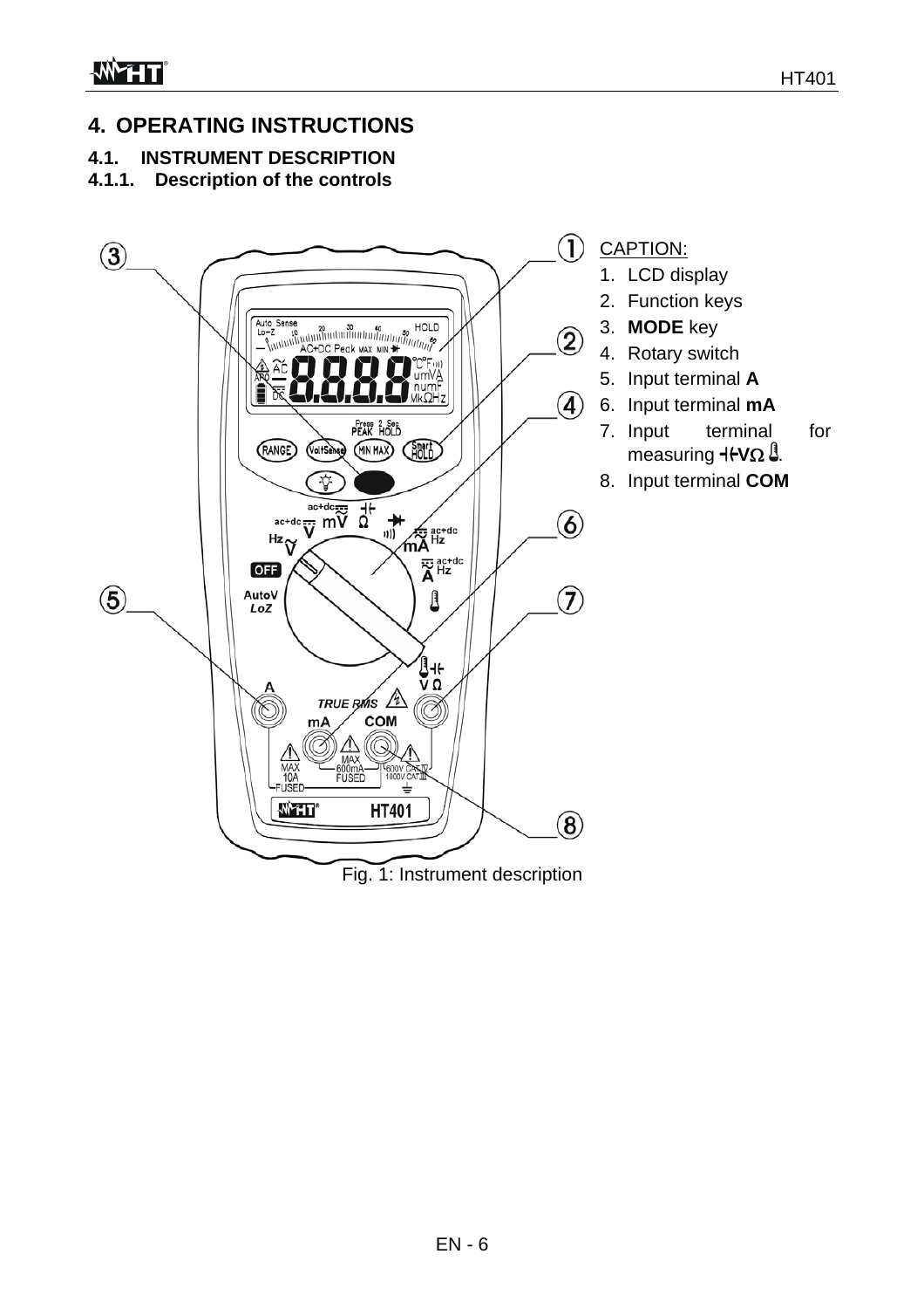# 4. OPERATING INSTRUCTIONS

## 4.1. INSTRUMENT DESCRIPTION

### 4.1.1. Description of the controls

CAPTION:

1. LCD display
2. Function keys
3. **MODE** key
4. Rotary switch
5. Input terminal **A**
6. Input terminal **mA**
7. Input terminal for measuring **⊣⊢VΩ** 🌡.
8. Input terminal **COM**

Fig. 1: Instrument description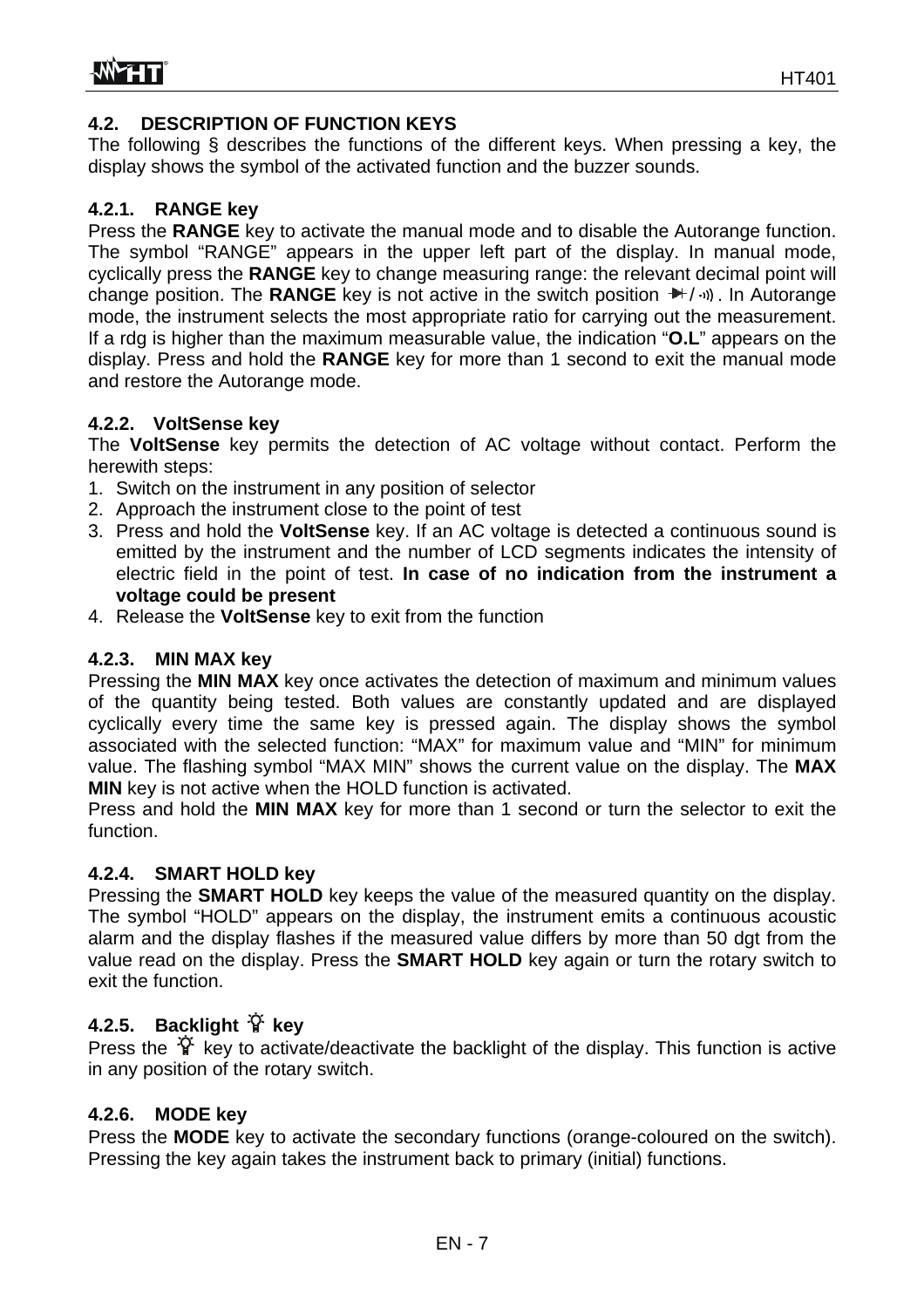## 4.2. DESCRIPTION OF FUNCTION KEYS

The following § describes the functions of the different keys. When pressing a key, the display shows the symbol of the activated function and the buzzer sounds.

### 4.2.1. RANGE key

Press the **RANGE** key to activate the manual mode and to disable the Autorange function. The symbol "RANGE" appears in the upper left part of the display. In manual mode, cyclically press the **RANGE** key to change measuring range: the relevant decimal point will change position. The **RANGE** key is not active in the switch position ⊣/·›)). In Autorange mode, the instrument selects the most appropriate ratio for carrying out the measurement. If a rdg is higher than the maximum measurable value, the indication "**O.L**" appears on the display. Press and hold the **RANGE** key for more than 1 second to exit the manual mode and restore the Autorange mode.

### 4.2.2. VoltSense key

The **VoltSense** key permits the detection of AC voltage without contact. Perform the herewith steps:

1. Switch on the instrument in any position of selector
2. Approach the instrument close to the point of test
3. Press and hold the **VoltSense** key. If an AC voltage is detected a continuous sound is emitted by the instrument and the number of LCD segments indicates the intensity of electric field in the point of test. **In case of no indication from the instrument a voltage could be present**
4. Release the **VoltSense** key to exit from the function

### 4.2.3. MIN MAX key

Pressing the **MIN MAX** key once activates the detection of maximum and minimum values of the quantity being tested. Both values are constantly updated and are displayed cyclically every time the same key is pressed again. The display shows the symbol associated with the selected function: "MAX" for maximum value and "MIN" for minimum value. The flashing symbol "MAX MIN" shows the current value on the display. The **MAX MIN** key is not active when the HOLD function is activated.

Press and hold the **MIN MAX** key for more than 1 second or turn the selector to exit the function.

### 4.2.4. SMART HOLD key

Pressing the **SMART HOLD** key keeps the value of the measured quantity on the display. The symbol "HOLD" appears on the display, the instrument emits a continuous acoustic alarm and the display flashes if the measured value differs by more than 50 dgt from the value read on the display. Press the **SMART HOLD** key again or turn the rotary switch to exit the function.

### 4.2.5. Backlight 💡 key

Press the 💡 key to activate/deactivate the backlight of the display. This function is active in any position of the rotary switch.

### 4.2.6. MODE key

Press the **MODE** key to activate the secondary functions (orange-coloured on the switch). Pressing the key again takes the instrument back to primary (initial) functions.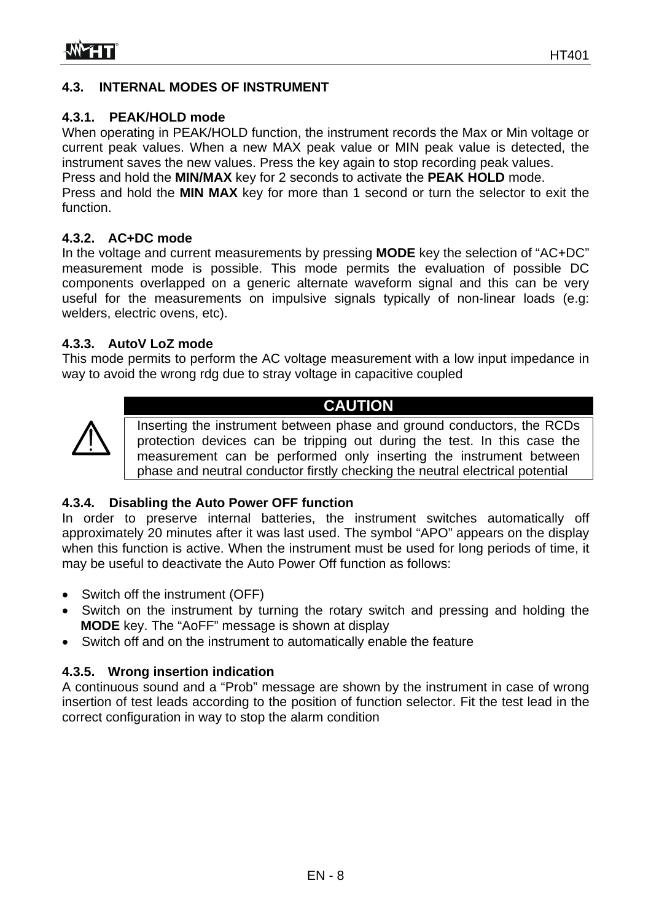## 4.3. INTERNAL MODES OF INSTRUMENT

### 4.3.1. PEAK/HOLD mode

When operating in PEAK/HOLD function, the instrument records the Max or Min voltage or current peak values. When a new MAX peak value or MIN peak value is detected, the instrument saves the new values. Press the key again to stop recording peak values.
Press and hold the **MIN/MAX** key for 2 seconds to activate the **PEAK HOLD** mode.
Press and hold the **MIN MAX** key for more than 1 second or turn the selector to exit the function.

### 4.3.2. AC+DC mode

In the voltage and current measurements by pressing **MODE** key the selection of "AC+DC" measurement mode is possible. This mode permits the evaluation of possible DC components overlapped on a generic alternate waveform signal and this can be very useful for the measurements on impulsive signals typically of non-linear loads (e.g: welders, electric ovens, etc).

### 4.3.3. AutoV LoZ mode

This mode permits to perform the AC voltage measurement with a low input impedance in way to avoid the wrong rdg due to stray voltage in capacitive coupled

**CAUTION**

Inserting the instrument between phase and ground conductors, the RCDs protection devices can be tripping out during the test. In this case the measurement can be performed only inserting the instrument between phase and neutral conductor firstly checking the neutral electrical potential

### 4.3.4. Disabling the Auto Power OFF function

In order to preserve internal batteries, the instrument switches automatically off approximately 20 minutes after it was last used. The symbol "APO" appears on the display when this function is active. When the instrument must be used for long periods of time, it may be useful to deactivate the Auto Power Off function as follows:

- Switch off the instrument (OFF)
- Switch on the instrument by turning the rotary switch and pressing and holding the **MODE** key. The "AoFF" message is shown at display
- Switch off and on the instrument to automatically enable the feature

### 4.3.5. Wrong insertion indication

A continuous sound and a "Prob" message are shown by the instrument in case of wrong insertion of test leads according to the position of function selector. Fit the test lead in the correct configuration in way to stop the alarm condition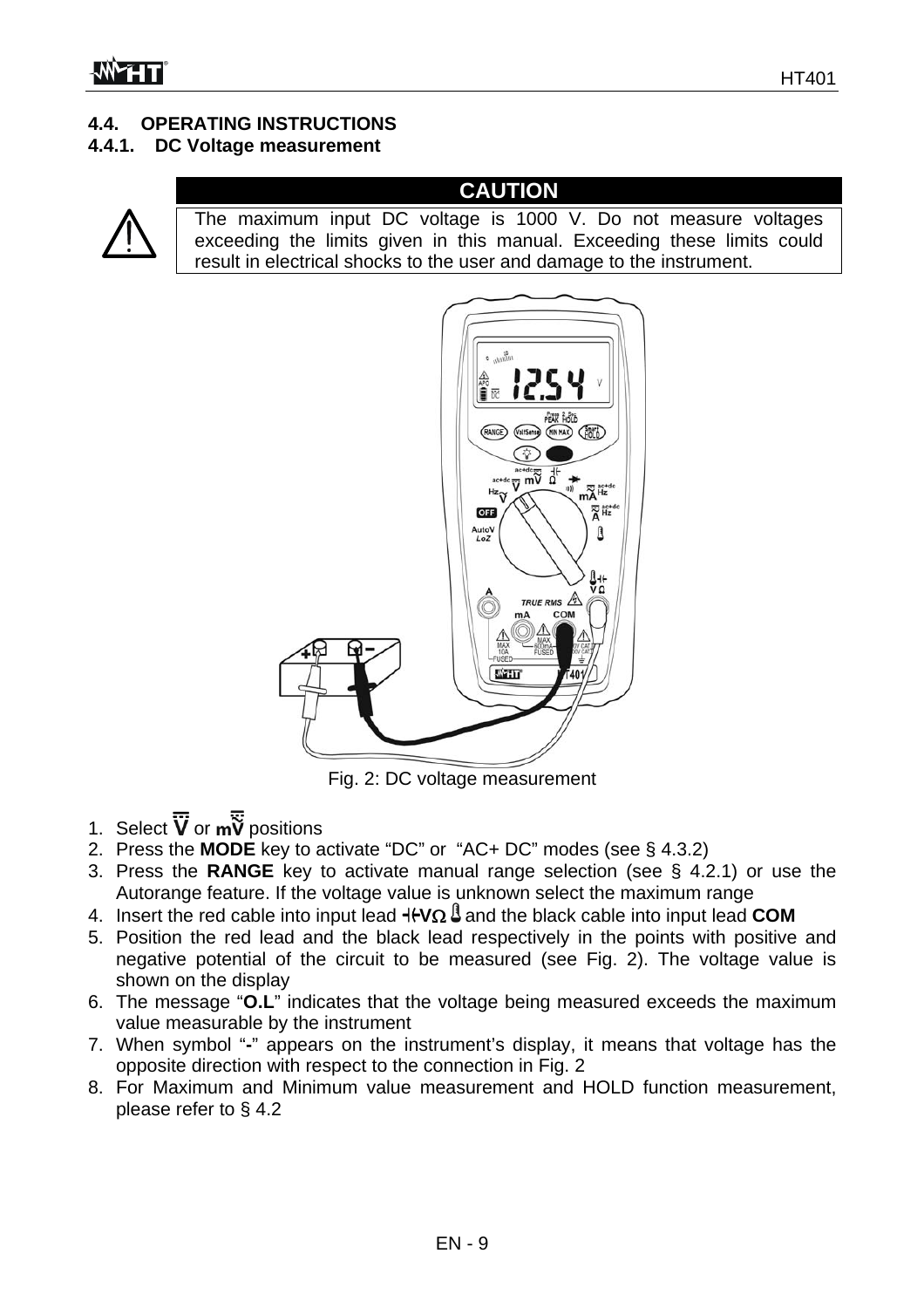## 4.4. OPERATING INSTRUCTIONS

### 4.4.1. DC Voltage measurement

**CAUTION**

The maximum input DC voltage is 1000 V. Do not measure voltages exceeding the limits given in this manual. Exceeding these limits could result in electrical shocks to the user and damage to the instrument.

Fig. 2: DC voltage measurement

1. Select V or mV positions
2. Press the **MODE** key to activate “DC” or “AC+ DC” modes (see § 4.3.2)
3. Press the **RANGE** key to activate manual range selection (see § 4.2.1) or use the Autorange feature. If the voltage value is unknown select the maximum range
4. Insert the red cable into input lead **VΩ** and the black cable into input lead **COM**
5. Position the red lead and the black lead respectively in the points with positive and negative potential of the circuit to be measured (see Fig. 2). The voltage value is shown on the display
6. The message “**O.L**” indicates that the voltage being measured exceeds the maximum value measurable by the instrument
7. When symbol “**-**” appears on the instrument’s display, it means that voltage has the opposite direction with respect to the connection in Fig. 2
8. For Maximum and Minimum value measurement and HOLD function measurement, please refer to § 4.2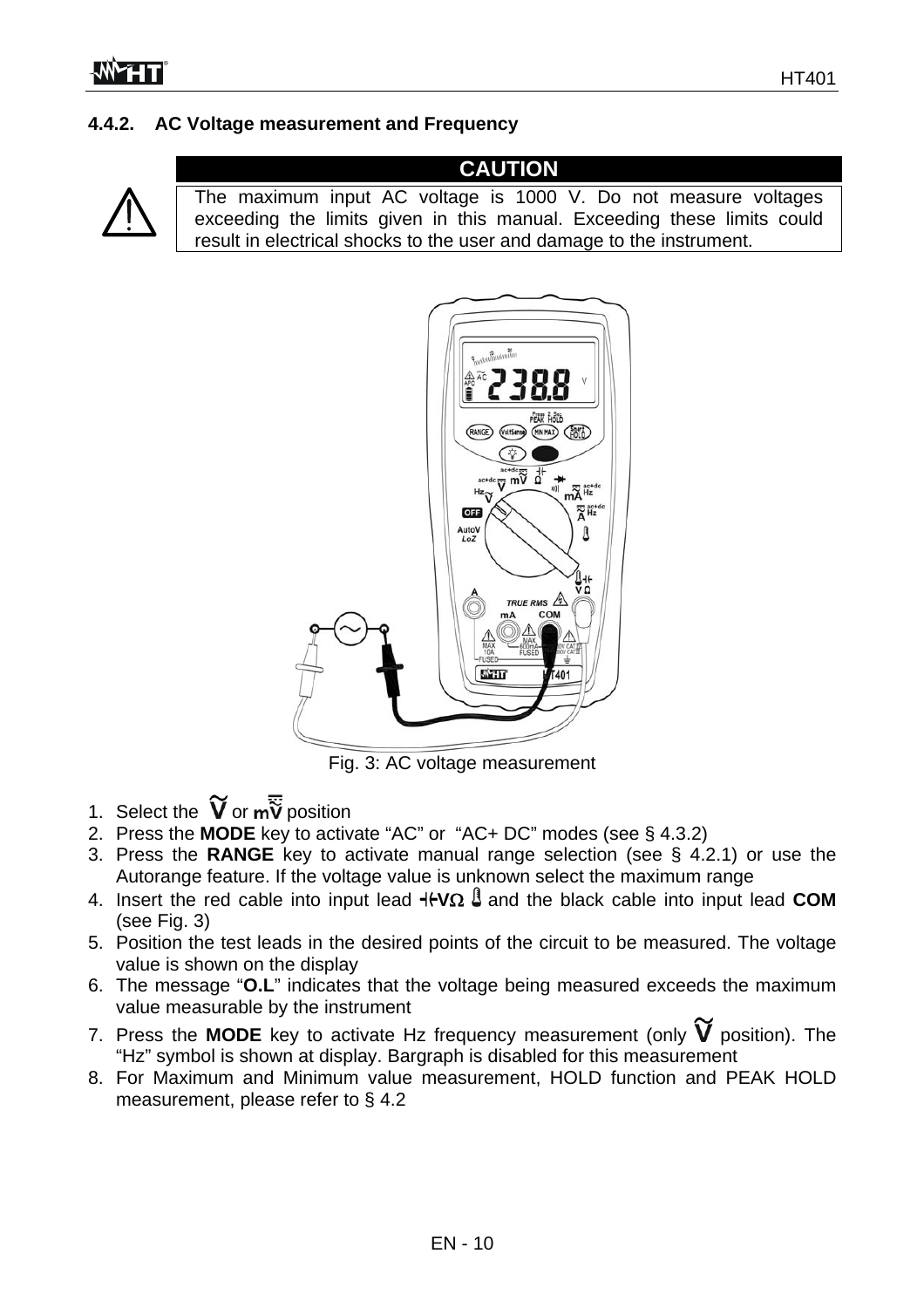#### 4.4.2. AC Voltage measurement and Frequency

**CAUTION**

The maximum input AC voltage is 1000 V. Do not measure voltages exceeding the limits given in this manual. Exceeding these limits could result in electrical shocks to the user and damage to the instrument.

Fig. 3: AC voltage measurement

1. Select the **Ṽ** or **mṼ** position
2. Press the **MODE** key to activate "AC" or "AC+ DC" modes (see § 4.3.2)
3. Press the **RANGE** key to activate manual range selection (see § 4.2.1) or use the Autorange feature. If the voltage value is unknown select the maximum range
4. Insert the red cable into input lead **VΩ** and the black cable into input lead **COM** (see Fig. 3)
5. Position the test leads in the desired points of the circuit to be measured. The voltage value is shown on the display
6. The message "**O.L**" indicates that the voltage being measured exceeds the maximum value measurable by the instrument
7. Press the **MODE** key to activate Hz frequency measurement (only **Ṽ** position). The "Hz" symbol is shown at display. Bargraph is disabled for this measurement
8. For Maximum and Minimum value measurement, HOLD function and PEAK HOLD measurement, please refer to § 4.2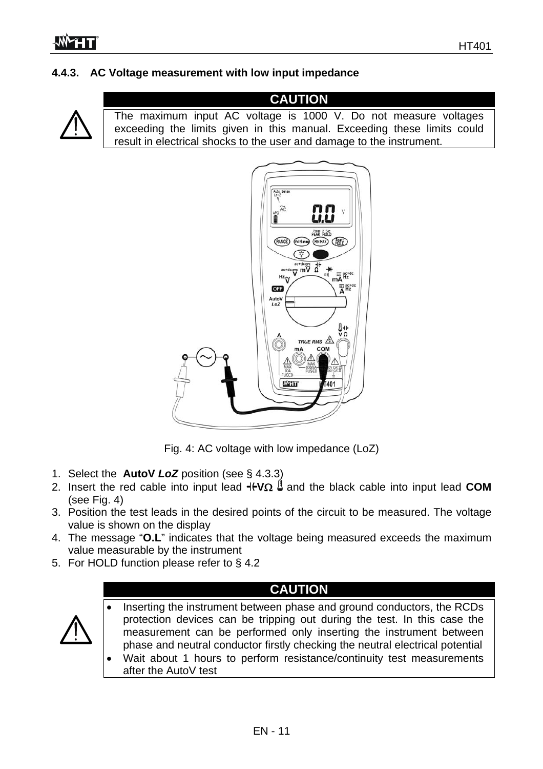### 4.4.3. AC Voltage measurement with low input impedance

**CAUTION**

The maximum input AC voltage is 1000 V. Do not measure voltages exceeding the limits given in this manual. Exceeding these limits could result in electrical shocks to the user and damage to the instrument.

Fig. 4: AC voltage with low impedance (LoZ)

1. Select the **AutoV *LoZ*** position (see § 4.3.3)
2. Insert the red cable into input lead **⊣⊢VΩ** 🌡 and the black cable into input lead **COM** (see Fig. 4)
3. Position the test leads in the desired points of the circuit to be measured. The voltage value is shown on the display
4. The message "**O.L**" indicates that the voltage being measured exceeds the maximum value measurable by the instrument
5. For HOLD function please refer to § 4.2

**CAUTION**

- Inserting the instrument between phase and ground conductors, the RCDs protection devices can be tripping out during the test. In this case the measurement can be performed only inserting the instrument between phase and neutral conductor firstly checking the neutral electrical potential
- Wait about 1 hours to perform resistance/continuity test measurements after the AutoV test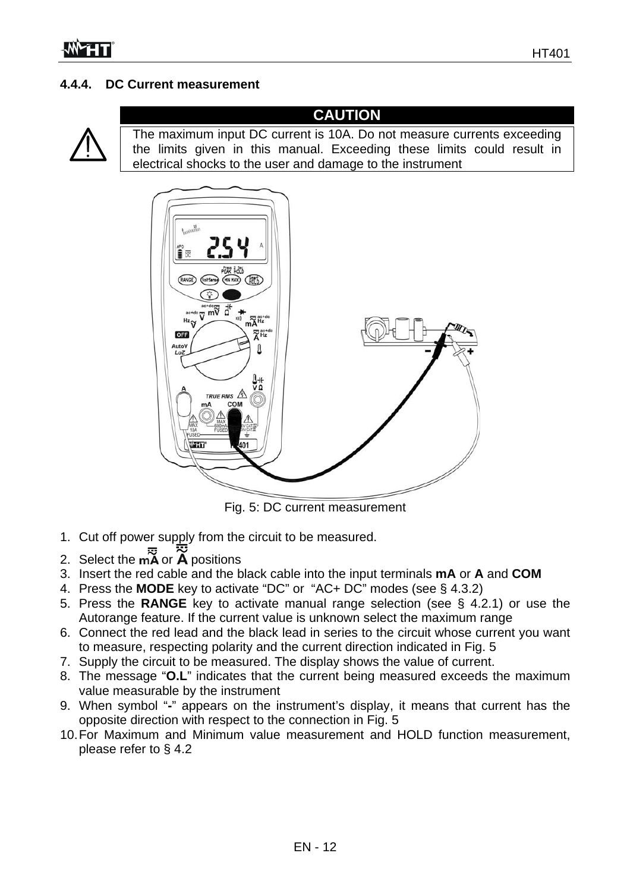### 4.4.4. DC Current measurement

**CAUTION**

The maximum input DC current is 10A. Do not measure currents exceeding the limits given in this manual. Exceeding these limits could result in electrical shocks to the user and damage to the instrument

Fig. 5: DC current measurement

1. Cut off power supply from the circuit to be measured.
2. Select the **mA** or **A** positions
3. Insert the red cable and the black cable into the input terminals **mA** or **A** and **COM**
4. Press the **MODE** key to activate “DC” or “AC+ DC” modes (see § 4.3.2)
5. Press the **RANGE** key to activate manual range selection (see § 4.2.1) or use the Autorange feature. If the current value is unknown select the maximum range
6. Connect the red lead and the black lead in series to the circuit whose current you want to measure, respecting polarity and the current direction indicated in Fig. 5
7. Supply the circuit to be measured. The display shows the value of current.
8. The message “**O.L**” indicates that the current being measured exceeds the maximum value measurable by the instrument
9. When symbol “**-**” appears on the instrument’s display, it means that current has the opposite direction with respect to the connection in Fig. 5
10. For Maximum and Minimum value measurement and HOLD function measurement, please refer to § 4.2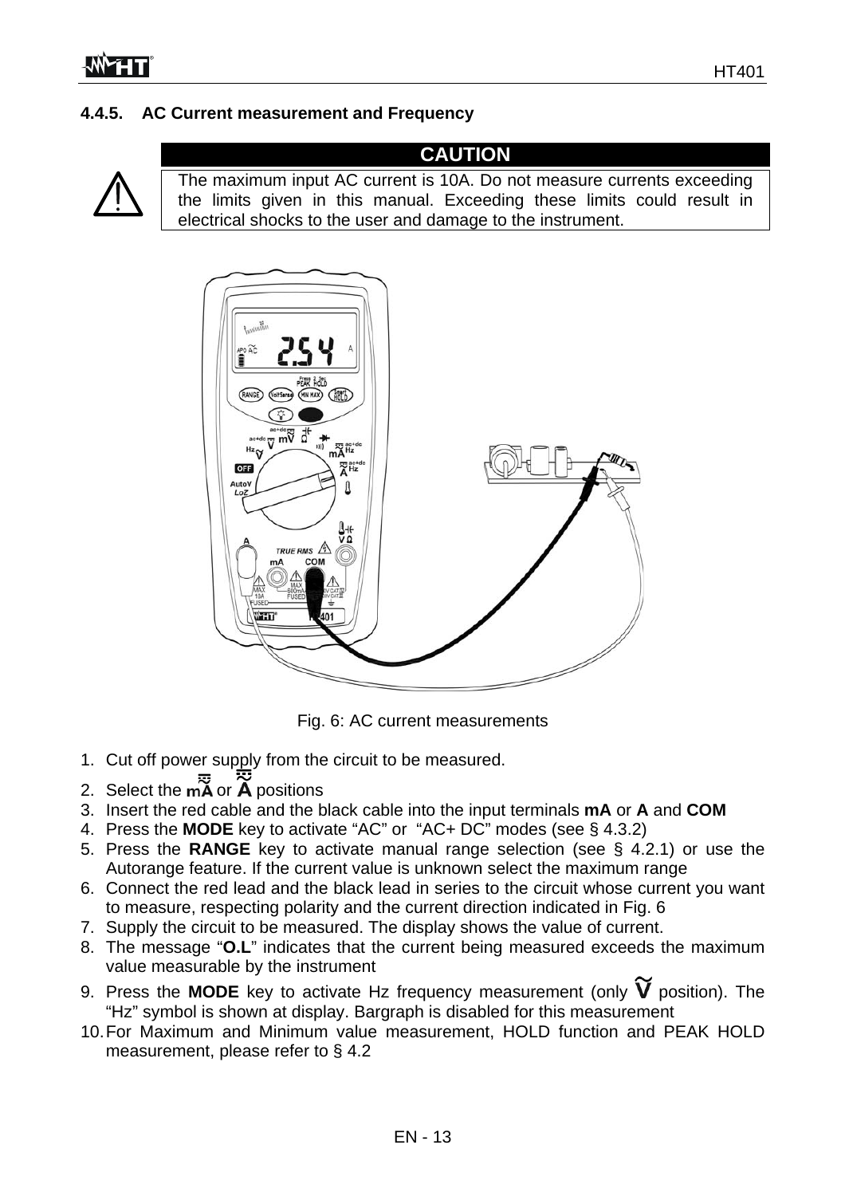### 4.4.5. AC Current measurement and Frequency

**CAUTION**

The maximum input AC current is 10A. Do not measure currents exceeding the limits given in this manual. Exceeding these limits could result in electrical shocks to the user and damage to the instrument.

Fig. 6: AC current measurements

1. Cut off power supply from the circuit to be measured.
2. Select the mA or A positions
3. Insert the red cable and the black cable into the input terminals **mA** or **A** and **COM**
4. Press the **MODE** key to activate “AC” or “AC+ DC” modes (see § 4.3.2)
5. Press the **RANGE** key to activate manual range selection (see § 4.2.1) or use the Autorange feature. If the current value is unknown select the maximum range
6. Connect the red lead and the black lead in series to the circuit whose current you want to measure, respecting polarity and the current direction indicated in Fig. 6
7. Supply the circuit to be measured. The display shows the value of current.
8. The message “**O.L**” indicates that the current being measured exceeds the maximum value measurable by the instrument
9. Press the **MODE** key to activate Hz frequency measurement (only **V** position). The “Hz” symbol is shown at display. Bargraph is disabled for this measurement
10. For Maximum and Minimum value measurement, HOLD function and PEAK HOLD measurement, please refer to § 4.2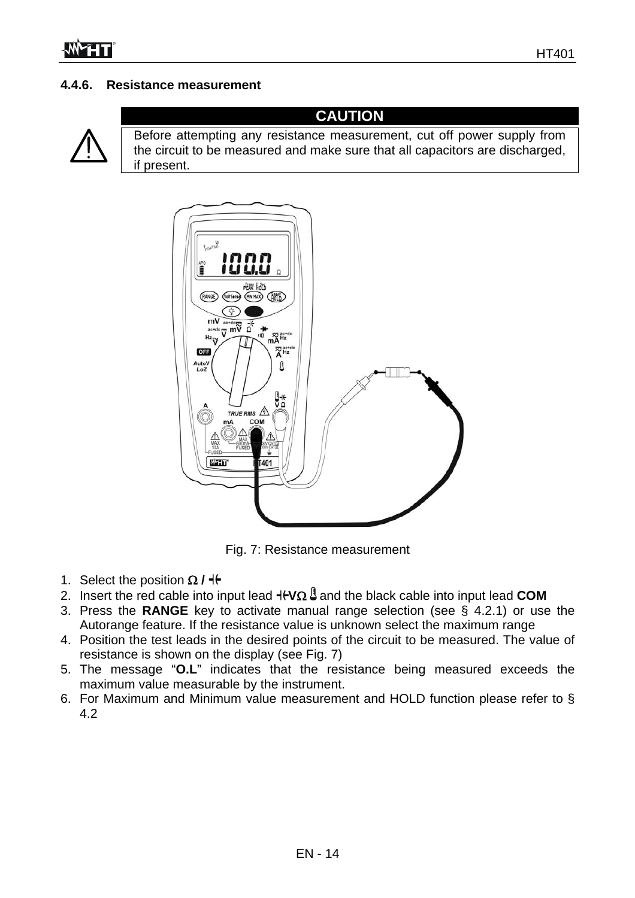### 4.4.6. Resistance measurement

**CAUTION**

⚠ Before attempting any resistance measurement, cut off power supply from the circuit to be measured and make sure that all capacitors are discharged, if present.

Fig. 7: Resistance measurement

1. Select the position **Ω / ⊣⊢**
2. Insert the red cable into input lead **⊣⊢VΩ** 🌡 and the black cable into input lead **COM**
3. Press the **RANGE** key to activate manual range selection (see § 4.2.1) or use the Autorange feature. If the resistance value is unknown select the maximum range
4. Position the test leads in the desired points of the circuit to be measured. The value of resistance is shown on the display (see Fig. 7)
5. The message "**O.L**" indicates that the resistance being measured exceeds the maximum value measurable by the instrument.
6. For Maximum and Minimum value measurement and HOLD function please refer to § 4.2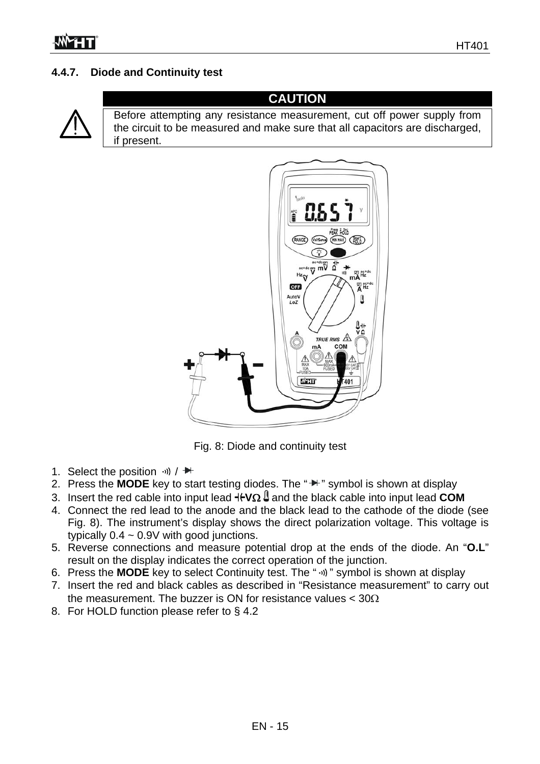### 4.4.7. Diode and Continuity test

**CAUTION**

Before attempting any resistance measurement, cut off power supply from the circuit to be measured and make sure that all capacitors are discharged, if present.

Fig. 8: Diode and continuity test

1. Select the position ·))) / ⊳|
2. Press the **MODE** key to start testing diodes. The "⊳|" symbol is shown at display
3. Insert the red cable into input lead **⊣⊢VΩ** 🌡 and the black cable into input lead **COM**
4. Connect the red lead to the anode and the black lead to the cathode of the diode (see Fig. 8). The instrument's display shows the direct polarization voltage. This voltage is typically 0.4 ~ 0.9V with good junctions.
5. Reverse connections and measure potential drop at the ends of the diode. An "**O.L**" result on the display indicates the correct operation of the junction.
6. Press the **MODE** key to select Continuity test. The "·)))" symbol is shown at display
7. Insert the red and black cables as described in "Resistance measurement" to carry out the measurement. The buzzer is ON for resistance values < 30Ω
8. For HOLD function please refer to § 4.2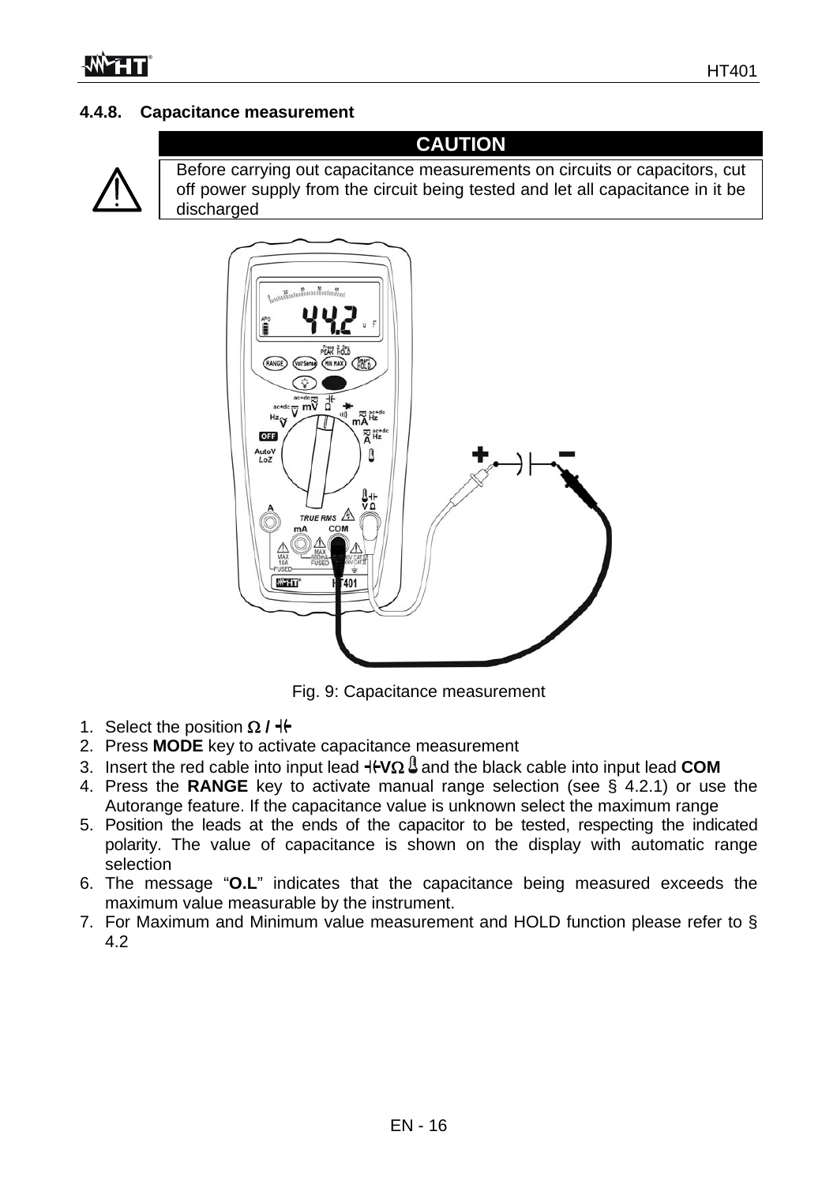### 4.4.8. Capacitance measurement

**CAUTION**

Before carrying out capacitance measurements on circuits or capacitors, cut off power supply from the circuit being tested and let all capacitance in it be discharged

Fig. 9: Capacitance measurement

1. Select the position **Ω / ⊣⊢**
2. Press **MODE** key to activate capacitance measurement
3. Insert the red cable into input lead **⊣⊢VΩ** 🌡 and the black cable into input lead **COM**
4. Press the **RANGE** key to activate manual range selection (see § 4.2.1) or use the Autorange feature. If the capacitance value is unknown select the maximum range
5. Position the leads at the ends of the capacitor to be tested, respecting the indicated polarity. The value of capacitance is shown on the display with automatic range selection
6. The message "**O.L**" indicates that the capacitance being measured exceeds the maximum value measurable by the instrument.
7. For Maximum and Minimum value measurement and HOLD function please refer to § 4.2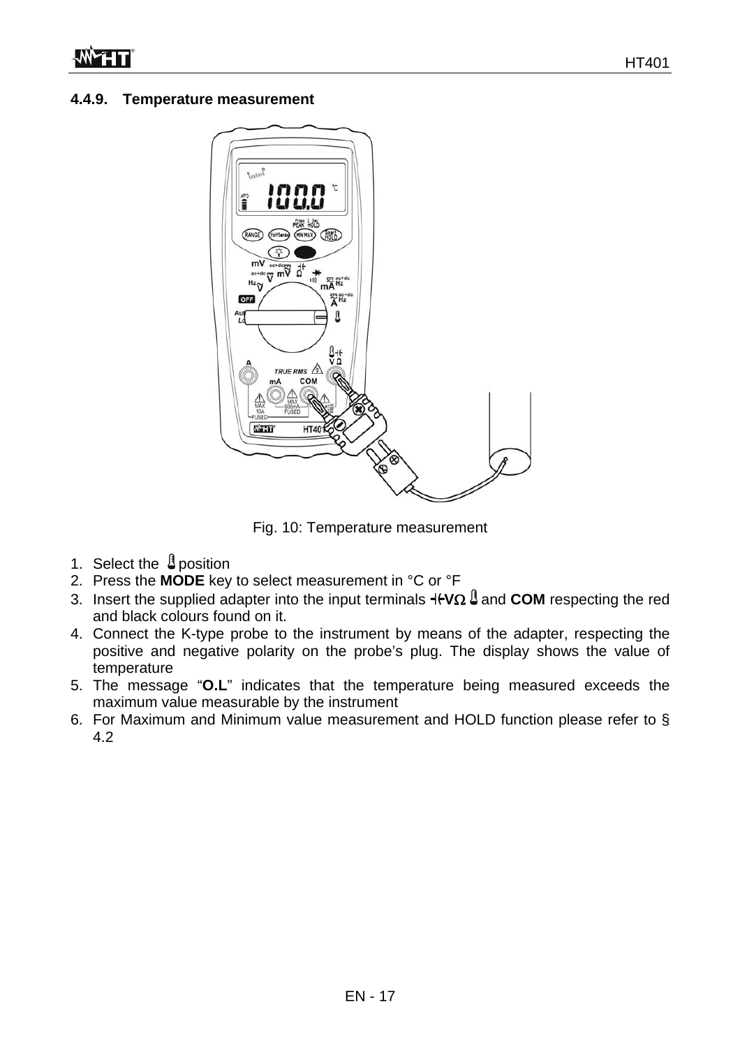### 4.4.9. Temperature measurement

Fig. 10: Temperature measurement

1. Select the 🌡 position
2. Press the **MODE** key to select measurement in °C or °F
3. Insert the supplied adapter into the input terminals **⊣⊢VΩ** 🌡 and **COM** respecting the red and black colours found on it.
4. Connect the K-type probe to the instrument by means of the adapter, respecting the positive and negative polarity on the probe's plug. The display shows the value of temperature
5. The message "**O.L**" indicates that the temperature being measured exceeds the maximum value measurable by the instrument
6. For Maximum and Minimum value measurement and HOLD function please refer to § 4.2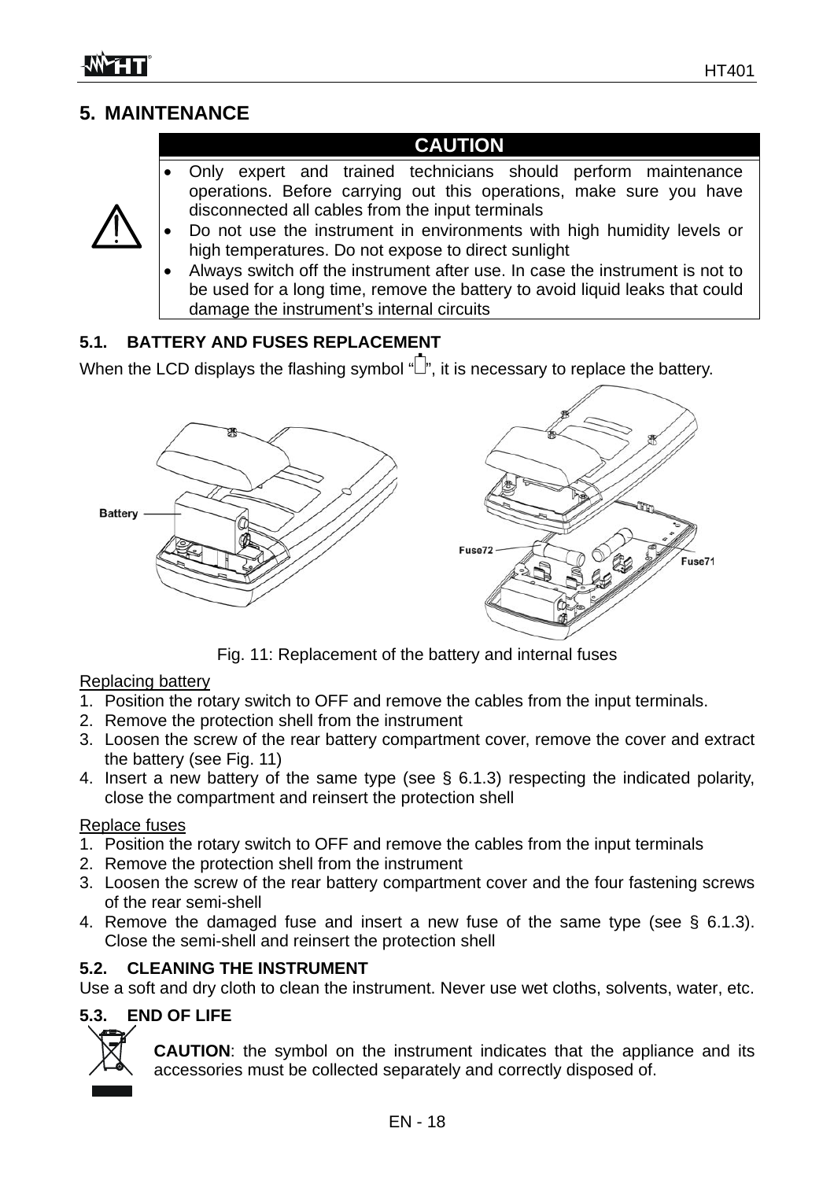## 5. MAINTENANCE

| CAUTION |
|---|
| • Only expert and trained technicians should perform maintenance operations. Before carrying out this operations, make sure you have disconnected all cables from the input terminals<br>• Do not use the instrument in environments with high humidity levels or high temperatures. Do not expose to direct sunlight<br>• Always switch off the instrument after use. In case the instrument is not to be used for a long time, remove the battery to avoid liquid leaks that could damage the instrument's internal circuits |

### 5.1. BATTERY AND FUSES REPLACEMENT

When the LCD displays the flashing symbol "▯", it is necessary to replace the battery.

Battery

Fuse72

Fuse71

Fig. 11: Replacement of the battery and internal fuses

Replacing battery

1. Position the rotary switch to OFF and remove the cables from the input terminals.
2. Remove the protection shell from the instrument
3. Loosen the screw of the rear battery compartment cover, remove the cover and extract the battery (see Fig. 11)
4. Insert a new battery of the same type (see § 6.1.3) respecting the indicated polarity, close the compartment and reinsert the protection shell

Replace fuses

1. Position the rotary switch to OFF and remove the cables from the input terminals
2. Remove the protection shell from the instrument
3. Loosen the screw of the rear battery compartment cover and the four fastening screws of the rear semi-shell
4. Remove the damaged fuse and insert a new fuse of the same type (see § 6.1.3). Close the semi-shell and reinsert the protection shell

### 5.2. CLEANING THE INSTRUMENT

Use a soft and dry cloth to clean the instrument. Never use wet cloths, solvents, water, etc.

### 5.3. END OF LIFE

**CAUTION**: the symbol on the instrument indicates that the appliance and its accessories must be collected separately and correctly disposed of.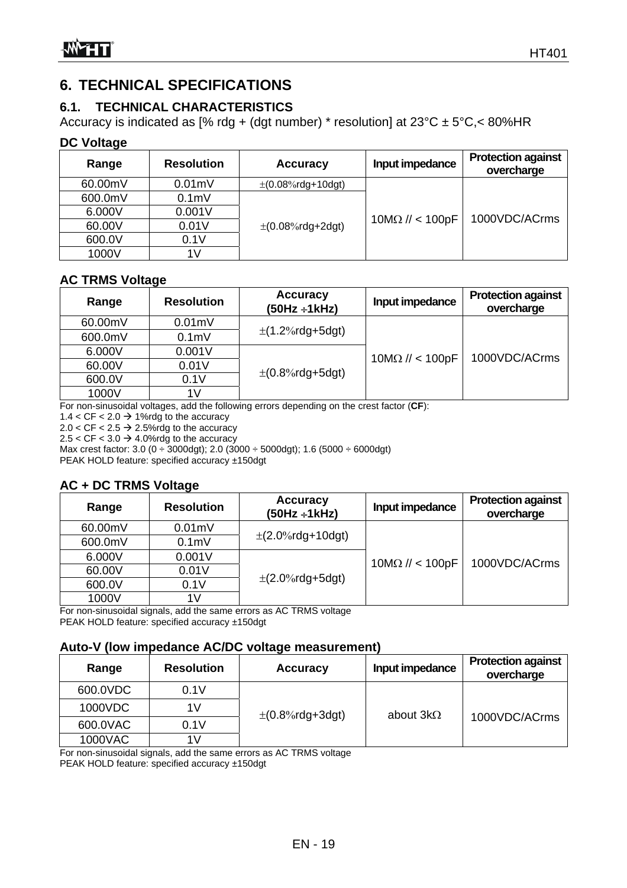# 6. TECHNICAL SPECIFICATIONS

## 6.1. TECHNICAL CHARACTERISTICS

Accuracy is indicated as [% rdg + (dgt number) * resolution] at 23°C ± 5°C,< 80%HR

### DC Voltage

| Range | Resolution | Accuracy | Input impedance | Protection against overcharge |
|---|---|---|---|---|
| 60.00mV | 0.01mV | ±(0.08%rdg+10dgt) | 10MΩ // < 100pF | 1000VDC/ACrms |
| 600.0mV | 0.1mV | ±(0.08%rdg+2dgt) | | |
| 6.000V | 0.001V | | | |
| 60.00V | 0.01V | | | |
| 600.0V | 0.1V | | | |
| 1000V | 1V | | | |

### AC TRMS Voltage

| Range | Resolution | Accuracy (50Hz ÷1kHz) | Input impedance | Protection against overcharge |
|---|---|---|---|---|
| 60.00mV | 0.01mV | ±(1.2%rdg+5dgt) | 10MΩ // < 100pF | 1000VDC/ACrms |
| 600.0mV | 0.1mV | | | |
| 6.000V | 0.001V | ±(0.8%rdg+5dgt) | | |
| 60.00V | 0.01V | | | |
| 600.0V | 0.1V | | | |
| 1000V | 1V | | | |

For non-sinusoidal voltages, add the following errors depending on the crest factor (**CF**):
1.4 < CF < 2.0 → 1%rdg to the accuracy
2.0 < CF < 2.5 → 2.5%rdg to the accuracy
2.5 < CF < 3.0 → 4.0%rdg to the accuracy
Max crest factor: 3.0 (0 ÷ 3000dgt); 2.0 (3000 ÷ 5000dgt); 1.6 (5000 ÷ 6000dgt)
PEAK HOLD feature: specified accuracy ±150dgt

### AC + DC TRMS Voltage

| Range | Resolution | Accuracy (50Hz ÷1kHz) | Input impedance | Protection against overcharge |
|---|---|---|---|---|
| 60.00mV | 0.01mV | ±(2.0%rdg+10dgt) | 10MΩ // < 100pF | 1000VDC/ACrms |
| 600.0mV | 0.1mV | | | |
| 6.000V | 0.001V | ±(2.0%rdg+5dgt) | | |
| 60.00V | 0.01V | | | |
| 600.0V | 0.1V | | | |
| 1000V | 1V | | | |

For non-sinusoidal signals, add the same errors as AC TRMS voltage
PEAK HOLD feature: specified accuracy ±150dgt

### Auto-V (low impedance AC/DC voltage measurement)

| Range | Resolution | Accuracy | Input impedance | Protection against overcharge |
|---|---|---|---|---|
| 600.0VDC | 0.1V | ±(0.8%rdg+3dgt) | about 3kΩ | 1000VDC/ACrms |
| 1000VDC | 1V | | | |
| 600.0VAC | 0.1V | | | |
| 1000VAC | 1V | | | |

For non-sinusoidal signals, add the same errors as AC TRMS voltage
PEAK HOLD feature: specified accuracy ±150dgt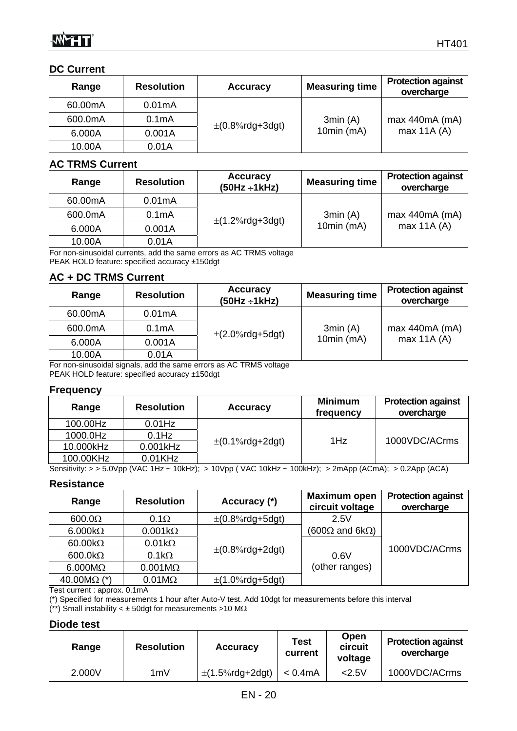### DC Current

| Range | Resolution | Accuracy | Measuring time | Protection against overcharge |
|---|---|---|---|---|
| 60.00mA | 0.01mA | ±(0.8%rdg+3dgt) | 3min (A)<br>10min (mA) | max 440mA (mA)<br>max 11A (A) |
| 600.0mA | 0.1mA | | | |
| 6.000A | 0.001A | | | |
| 10.00A | 0.01A | | | |

### AC TRMS Current

| Range | Resolution | Accuracy (50Hz ÷1kHz) | Measuring time | Protection against overcharge |
|---|---|---|---|---|
| 60.00mA | 0.01mA | ±(1.2%rdg+3dgt) | 3min (A)<br>10min (mA) | max 440mA (mA)<br>max 11A (A) |
| 600.0mA | 0.1mA | | | |
| 6.000A | 0.001A | | | |
| 10.00A | 0.01A | | | |

For non-sinusoidal currents, add the same errors as AC TRMS voltage
PEAK HOLD feature: specified accuracy ±150dgt

### AC + DC TRMS Current

| Range | Resolution | Accuracy (50Hz ÷1kHz) | Measuring time | Protection against overcharge |
|---|---|---|---|---|
| 60.00mA | 0.01mA | ±(2.0%rdg+5dgt) | 3min (A)<br>10min (mA) | max 440mA (mA)<br>max 11A (A) |
| 600.0mA | 0.1mA | | | |
| 6.000A | 0.001A | | | |
| 10.00A | 0.01A | | | |

For non-sinusoidal signals, add the same errors as AC TRMS voltage
PEAK HOLD feature: specified accuracy ±150dgt

### Frequency

| Range | Resolution | Accuracy | Minimum frequency | Protection against overcharge |
|---|---|---|---|---|
| 100.00Hz | 0.01Hz | ±(0.1%rdg+2dgt) | 1Hz | 1000VDC/ACrms |
| 1000.0Hz | 0.1Hz | | | |
| 10.000kHz | 0.001kHz | | | |
| 100.00KHz | 0.01KHz | | | |

Sensitivity: > > 5.0Vpp (VAC 1Hz ~ 10kHz); > 10Vpp ( VAC 10kHz ~ 100kHz); > 2mApp (ACmA); > 0.2App (ACA)

### Resistance

| Range | Resolution | Accuracy (*) | Maximum open circuit voltage | Protection against overcharge |
|---|---|---|---|---|
| 600.0Ω | 0.1Ω | ±(0.8%rdg+5dgt) | 2.5V<br>(600Ω and 6kΩ) | 1000VDC/ACrms |
| 6.000kΩ | 0.001kΩ | ±(0.8%rdg+2dgt) | | |
| 60.00kΩ | 0.01kΩ | | 0.6V<br>(other ranges) | |
| 600.0kΩ | 0.1kΩ | | | |
| 6.000MΩ | 0.001MΩ | | | |
| 40.00MΩ (*) | 0.01MΩ | ±(1.0%rdg+5dgt) | | |

Test current : approx. 0.1mA
(*) Specified for measurements 1 hour after Auto-V test. Add 10dgt for measurements before this interval
(**) Small instability < ± 50dgt for measurements >10 MΩ

### Diode test

| Range | Resolution | Accuracy | Test current | Open circuit voltage | Protection against overcharge |
|---|---|---|---|---|---|
| 2.000V | 1mV | ±(1.5%rdg+2dgt) | < 0.4mA | <2.5V | 1000VDC/ACrms |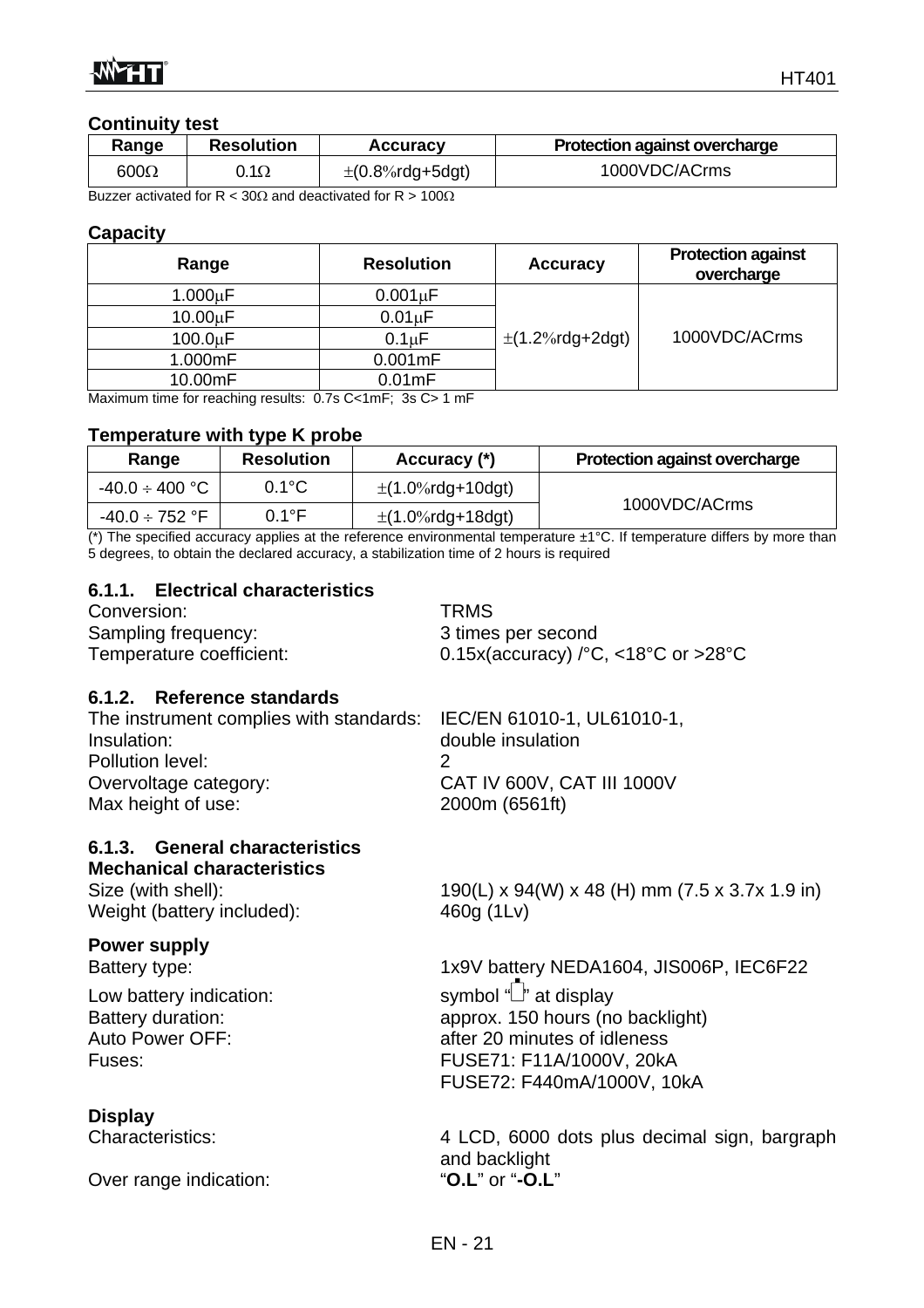**Continuity test**

| Range | Resolution | Accuracy | Protection against overcharge |
|---|---|---|---|
| 600Ω | 0.1Ω | ±(0.8%rdg+5dgt) | 1000VDC/ACrms |

Buzzer activated for R < 30Ω and deactivated for R > 100Ω

**Capacity**

| Range | Resolution | Accuracy | Protection against overcharge |
|---|---|---|---|
| 1.000μF | 0.001μF | ±(1.2%rdg+2dgt) | 1000VDC/ACrms |
| 10.00μF | 0.01μF | | |
| 100.0μF | 0.1μF | | |
| 1.000mF | 0.001mF | | |
| 10.00mF | 0.01mF | | |

Maximum time for reaching results: 0.7s C<1mF; 3s C> 1 mF

**Temperature with type K probe**

| Range | Resolution | Accuracy (*) | Protection against overcharge |
|---|---|---|---|
| -40.0 ÷ 400 °C | 0.1°C | ±(1.0%rdg+10dgt) | 1000VDC/ACrms |
| -40.0 ÷ 752 °F | 0.1°F | ±(1.0%rdg+18dgt) | |

(*) The specified accuracy applies at the reference environmental temperature ±1°C. If temperature differs by more than 5 degrees, to obtain the declared accuracy, a stabilization time of 2 hours is required

### 6.1.1. Electrical characteristics

Conversion: TRMS
Sampling frequency: 3 times per second
Temperature coefficient: 0.15x(accuracy) /°C, <18°C or >28°C

### 6.1.2. Reference standards

The instrument complies with standards: IEC/EN 61010-1, UL61010-1,
Insulation: double insulation
Pollution level: 2
Overvoltage category: CAT IV 600V, CAT III 1000V
Max height of use: 2000m (6561ft)

### 6.1.3. General characteristics

**Mechanical characteristics**

Size (with shell): 190(L) x 94(W) x 48 (H) mm (7.5 x 3.7x 1.9 in)
Weight (battery included): 460g (1Lv)

**Power supply**

Battery type: 1x9V battery NEDA1604, JIS006P, IEC6F22
Low battery indication: symbol "▯" at display
Battery duration: approx. 150 hours (no backlight)
Auto Power OFF: after 20 minutes of idleness
Fuses: FUSE71: F11A/1000V, 20kA
FUSE72: F440mA/1000V, 10kA

**Display**

Characteristics: 4 LCD, 6000 dots plus decimal sign, bargraph and backlight
Over range indication: "**O.L**" or "**-O.L**"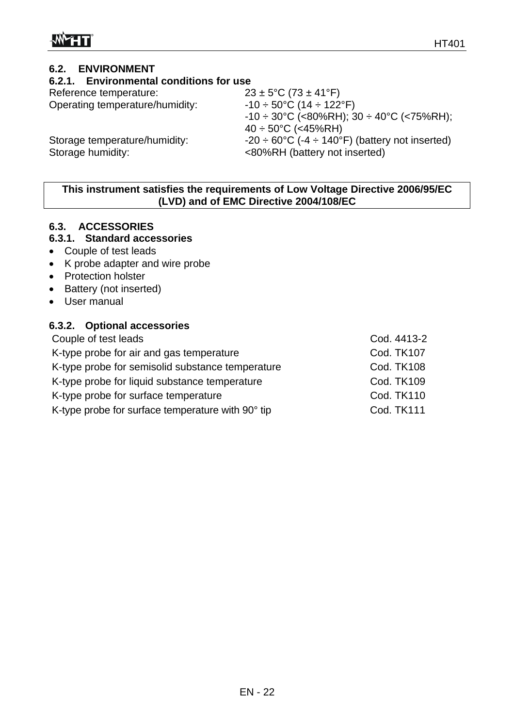## 6.2. ENVIRONMENT

### 6.2.1. Environmental conditions for use

| | |
|---|---|
| Reference temperature: | 23 ± 5°C (73 ± 41°F) |
| Operating temperature/humidity: | -10 ÷ 50°C (14 ÷ 122°F)<br>-10 ÷ 30°C (<80%RH); 30 ÷ 40°C (<75%RH);<br>40 ÷ 50°C (<45%RH) |
| Storage temperature/humidity: | -20 ÷ 60°C (-4 ÷ 140°F) (battery not inserted) |
| Storage humidity: | <80%RH (battery not inserted) |

**This instrument satisfies the requirements of Low Voltage Directive 2006/95/EC (LVD) and of EMC Directive 2004/108/EC**

## 6.3. ACCESSORIES

### 6.3.1. Standard accessories

- Couple of test leads
- K probe adapter and wire probe
- Protection holster
- Battery (not inserted)
- User manual

### 6.3.2. Optional accessories

| | |
|---|---|
| Couple of test leads | Cod. 4413-2 |
| K-type probe for air and gas temperature | Cod. TK107 |
| K-type probe for semisolid substance temperature | Cod. TK108 |
| K-type probe for liquid substance temperature | Cod. TK109 |
| K-type probe for surface temperature | Cod. TK110 |
| K-type probe for surface temperature with 90° tip | Cod. TK111 |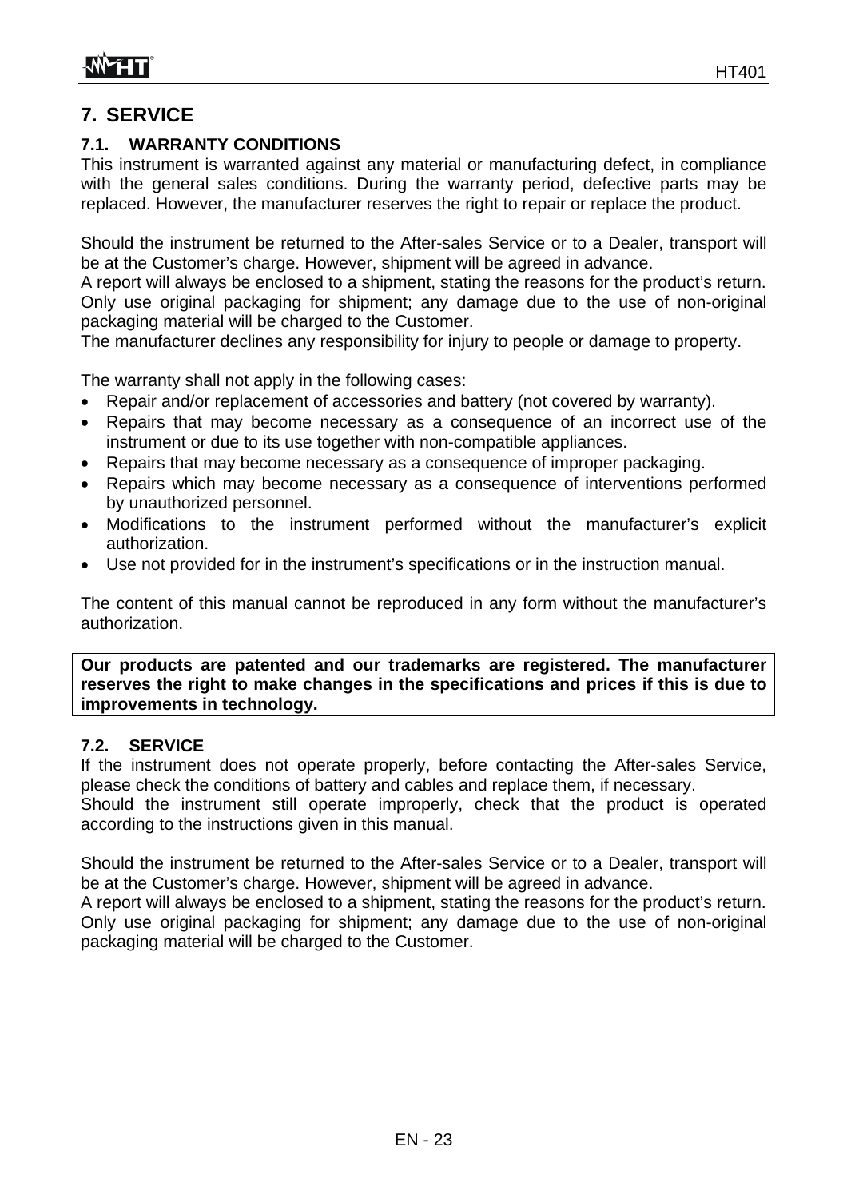# 7. SERVICE

## 7.1. WARRANTY CONDITIONS

This instrument is warranted against any material or manufacturing defect, in compliance with the general sales conditions. During the warranty period, defective parts may be replaced. However, the manufacturer reserves the right to repair or replace the product.

Should the instrument be returned to the After-sales Service or to a Dealer, transport will be at the Customer's charge. However, shipment will be agreed in advance.
A report will always be enclosed to a shipment, stating the reasons for the product's return. Only use original packaging for shipment; any damage due to the use of non-original packaging material will be charged to the Customer.
The manufacturer declines any responsibility for injury to people or damage to property.

The warranty shall not apply in the following cases:

- Repair and/or replacement of accessories and battery (not covered by warranty).
- Repairs that may become necessary as a consequence of an incorrect use of the instrument or due to its use together with non-compatible appliances.
- Repairs that may become necessary as a consequence of improper packaging.
- Repairs which may become necessary as a consequence of interventions performed by unauthorized personnel.
- Modifications to the instrument performed without the manufacturer's explicit authorization.
- Use not provided for in the instrument's specifications or in the instruction manual.

The content of this manual cannot be reproduced in any form without the manufacturer's authorization.

**Our products are patented and our trademarks are registered. The manufacturer reserves the right to make changes in the specifications and prices if this is due to improvements in technology.**

## 7.2. SERVICE

If the instrument does not operate properly, before contacting the After-sales Service, please check the conditions of battery and cables and replace them, if necessary.
Should the instrument still operate improperly, check that the product is operated according to the instructions given in this manual.

Should the instrument be returned to the After-sales Service or to a Dealer, transport will be at the Customer's charge. However, shipment will be agreed in advance.
A report will always be enclosed to a shipment, stating the reasons for the product's return. Only use original packaging for shipment; any damage due to the use of non-original packaging material will be charged to the Customer.